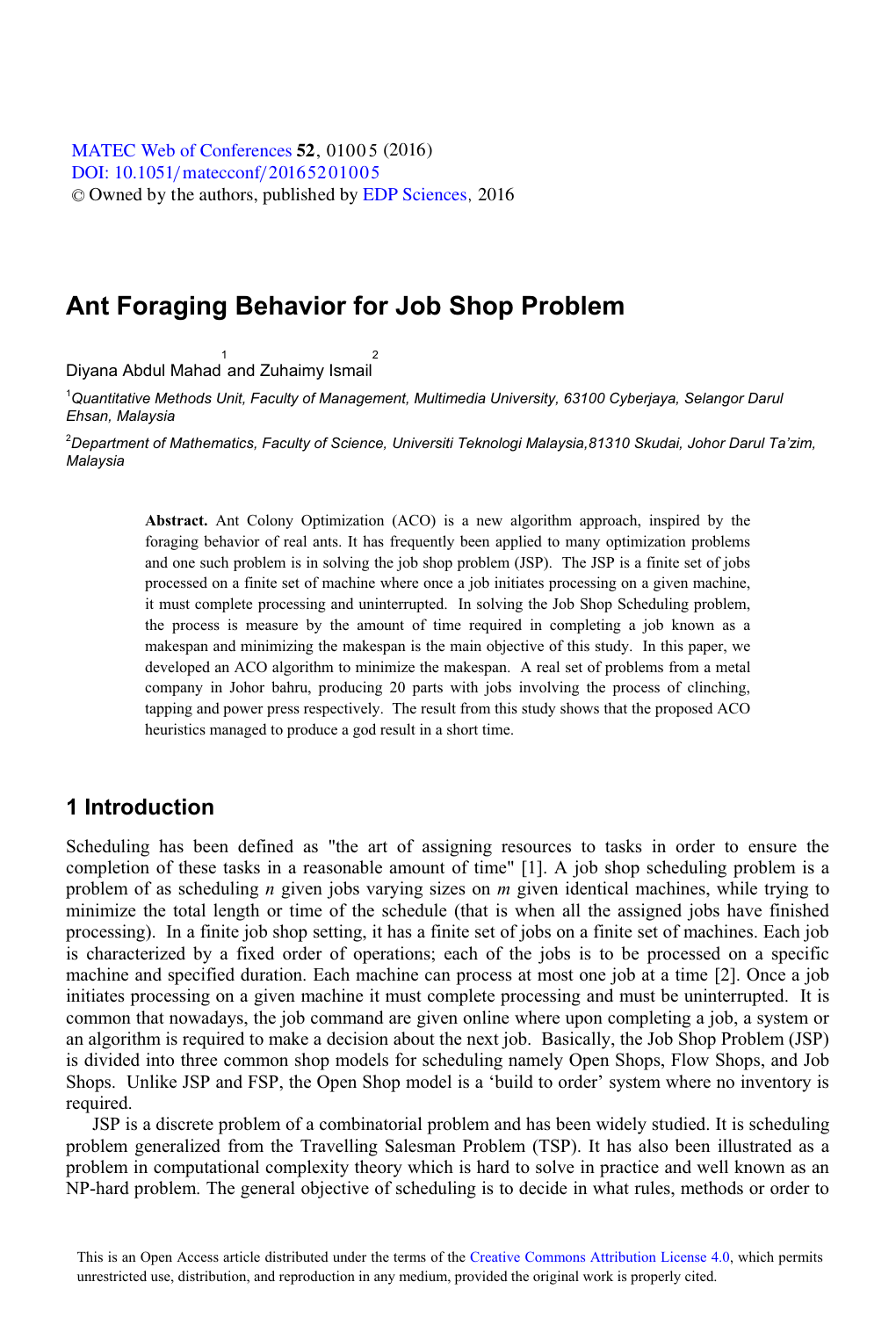# Ant Foraging Behavior for Job Shop Problem

Diyana Abdul Mahad[1] and Zuhaimy Ismail[2]

[1]*Quantitative Methods Unit, Faculty of Management, Multimedia University, 63100 Cyberjaya, Selangor Darul Ehsan, Malaysia*

[2]*Department of Mathematics, Faculty of Science, Universiti Teknologi Malaysia,81310 Skudai, Johor Darul Ta'zim, Malaysia*

**Abstract.** Ant Colony Optimization (ACO) is a new algorithm approach, inspired by the foraging behavior of real ants. It has frequently been applied to many optimization problems and one such problem is in solving the job shop problem (JSP). The JSP is a finite set of jobs processed on a finite set of machine where once a job initiates processing on a given machine, it must complete processing and uninterrupted. In solving the Job Shop Scheduling problem, the process is measure by the amount of time required in completing a job known as a makespan and minimizing the makespan is the main objective of this study. In this paper, we developed an ACO algorithm to minimize the makespan. A real set of problems from a metal company in Johor bahru, producing 20 parts with jobs involving the process of clinching, tapping and power press respectively. The result from this study shows that the proposed ACO heuristics managed to produce a god result in a short time.

## 1 Introduction

Scheduling has been defined as "the art of assigning resources to tasks in order to ensure the completion of these tasks in a reasonable amount of time" [1]. A job shop scheduling problem is a problem of as scheduling *n* given jobs varying sizes on *m* given identical machines, while trying to minimize the total length or time of the schedule (that is when all the assigned jobs have finished processing). In a finite job shop setting, it has a finite set of jobs on a finite set of machines. Each job is characterized by a fixed order of operations; each of the jobs is to be processed on a specific machine and specified duration. Each machine can process at most one job at a time [2]. Once a job initiates processing on a given machine it must complete processing and must be uninterrupted. It is common that nowadays, the job command are given online where upon completing a job, a system or an algorithm is required to make a decision about the next job. Basically, the Job Shop Problem (JSP) is divided into three common shop models for scheduling namely Open Shops, Flow Shops, and Job Shops. Unlike JSP and FSP, the Open Shop model is a 'build to order' system where no inventory is required.

JSP is a discrete problem of a combinatorial problem and has been widely studied. It is scheduling problem generalized from the Travelling Salesman Problem (TSP). It has also been illustrated as a problem in computational complexity theory which is hard to solve in practice and well known as an NP-hard problem. The general objective of scheduling is to decide in what rules, methods or order to

This is an Open Access article distributed under the terms of the Creative Commons Attribution License 4.0, which permits unrestricted use, distribution, and reproduction in any medium, provided the original work is properly cited.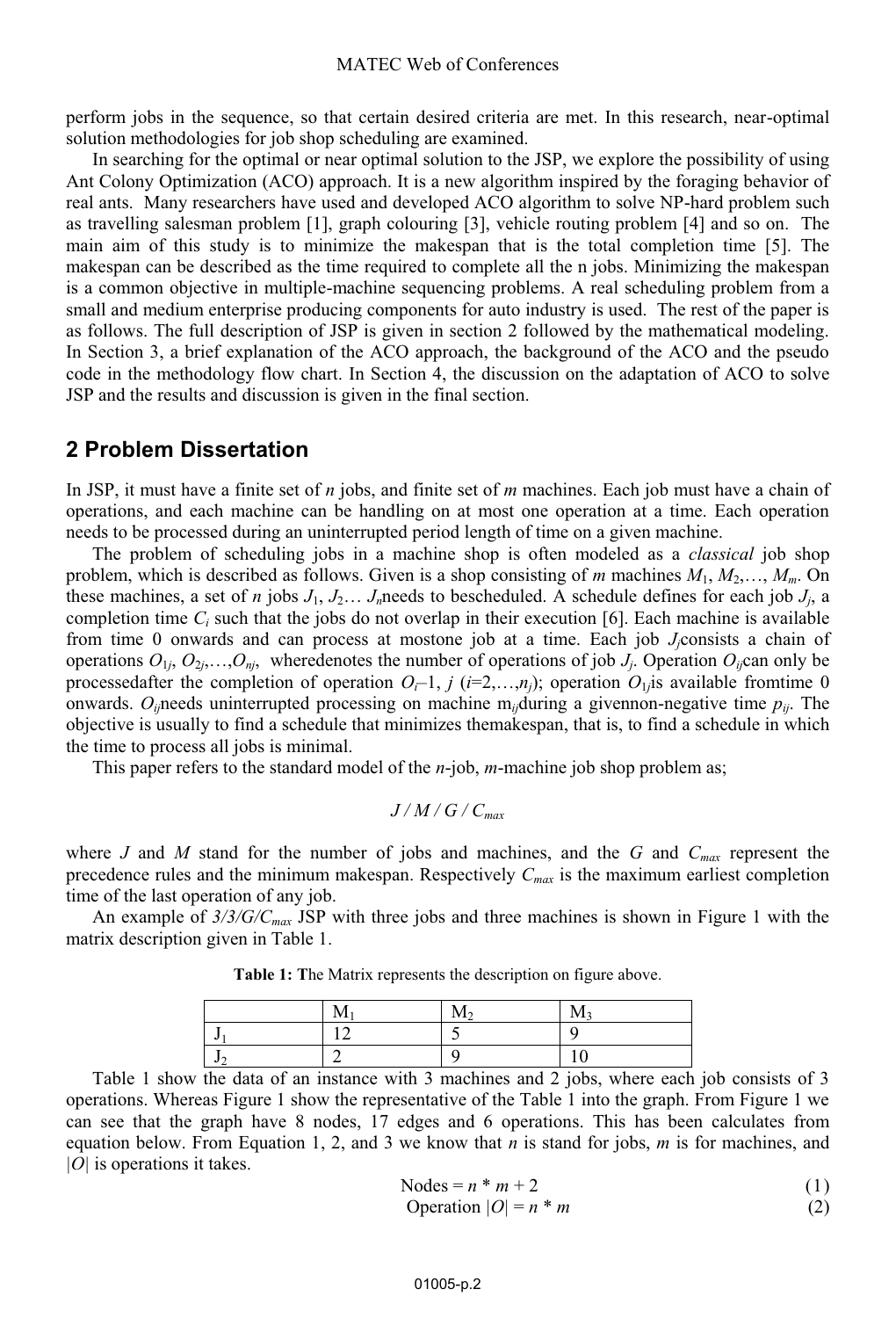perform jobs in the sequence, so that certain desired criteria are met. In this research, near-optimal solution methodologies for job shop scheduling are examined.

In searching for the optimal or near optimal solution to the JSP, we explore the possibility of using Ant Colony Optimization (ACO) approach. It is a new algorithm inspired by the foraging behavior of real ants. Many researchers have used and developed ACO algorithm to solve NP-hard problem such as travelling salesman problem [1], graph colouring [3], vehicle routing problem [4] and so on. The main aim of this study is to minimize the makespan that is the total completion time [5]. The makespan can be described as the time required to complete all the n jobs. Minimizing the makespan is a common objective in multiple-machine sequencing problems. A real scheduling problem from a small and medium enterprise producing components for auto industry is used. The rest of the paper is as follows. The full description of JSP is given in section 2 followed by the mathematical modeling. In Section 3, a brief explanation of the ACO approach, the background of the ACO and the pseudo code in the methodology flow chart. In Section 4, the discussion on the adaptation of ACO to solve JSP and the results and discussion is given in the final section.

## 2 Problem Dissertation

In JSP, it must have a finite set of $n$ jobs, and finite set of $m$ machines. Each job must have a chain of operations, and each machine can be handling on at most one operation at a time. Each operation needs to be processed during an uninterrupted period length of time on a given machine.

The problem of scheduling jobs in a machine shop is often modeled as a *classical* job shop problem, which is described as follows. Given is a shop consisting of $m$ machines $M_1, M_2, \ldots, M_m$. On these machines, a set of $n$ jobs $J_1, J_2 \ldots J_n$needs to bescheduled. A schedule defines for each job $J_j$, a completion time $C_i$ such that the jobs do not overlap in their execution [6]. Each machine is available from time 0 onwards and can process at mostone job at a time. Each job $J_j$consists a chain of operations $O_{1j}, O_{2j}, \ldots, O_{nj}$, wheredenotes the number of operations of job $J_j$. Operation $O_{ij}$can only be processedafter the completion of operation $O_i$–1, $j$ ($i$=2,…,$n_j$); operation $O_{1j}$is available fromtime 0 onwards. $O_{ij}$needs uninterrupted processing on machine $m_{ij}$during a givennon-negative time $p_{ij}$. The objective is usually to find a schedule that minimizes themakespan, that is, to find a schedule in which the time to process all jobs is minimal.

This paper refers to the standard model of the $n$-job, $m$-machine job shop problem as;

$$J / M / G / C_{max}$$

where $J$ and $M$ stand for the number of jobs and machines, and the $G$ and $C_{max}$ represent the precedence rules and the minimum makespan. Respectively $C_{max}$ is the maximum earliest completion time of the last operation of any job.

An example of $3/3/G/C_{max}$ JSP with three jobs and three machines is shown in Figure 1 with the matrix description given in Table 1.

**Table 1: T**he Matrix represents the description on figure above.

| | $M_1$ | $M_2$ | $M_3$ |
|---|---|---|---|
| $J_1$ | 12 | 5 | 9 |
| $J_2$ | 2 | 9 | 10 |

Table 1 show the data of an instance with 3 machines and 2 jobs, where each job consists of 3 operations. Whereas Figure 1 show the representative of the Table 1 into the graph. From Figure 1 we can see that the graph have 8 nodes, 17 edges and 6 operations. This has been calculates from equation below. From Equation 1, 2, and 3 we know that $n$ is stand for jobs, $m$ is for machines, and $|O|$ is operations it takes.

$$\text{Nodes} = n * m + 2 \tag{1}$$

$$\text{Operation } |O| = n * m \tag{2}$$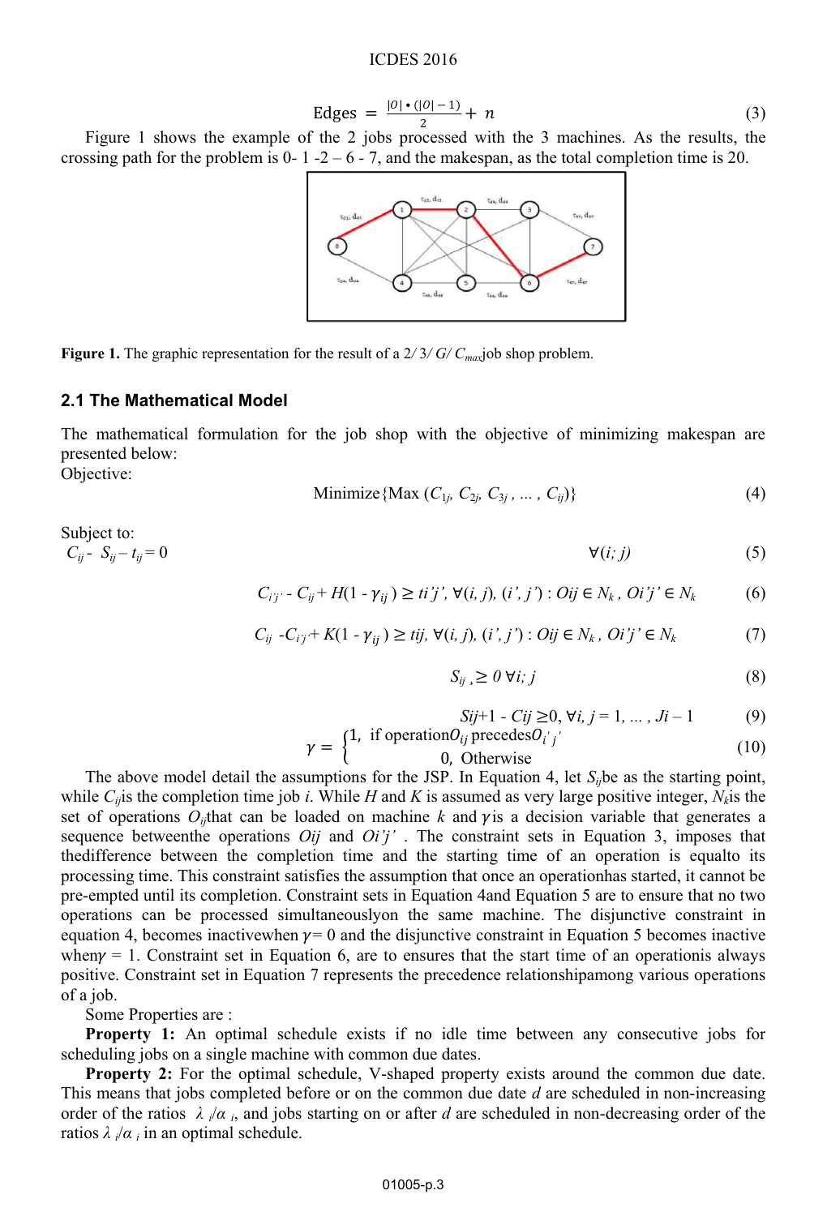$$\text{Edges} = \frac{|O| \bullet (|O|-1)}{2} + n \tag{3}$$

Figure 1 shows the example of the 2 jobs processed with the 3 machines. As the results, the crossing path for the problem is 0- 1 -2 – 6 - 7, and the makespan, as the total completion time is 20.

**Figure 1.** The graphic representation for the result of a $2/3/G/C_{max}$ job shop problem.

## 2.1 The Mathematical Model

The mathematical formulation for the job shop with the objective of minimizing makespan are presented below:
Objective:

$$\text{Minimize}\{\text{Max}\,(C_{1j}, C_{2j}, C_{3j}, \ldots, C_{ij})\} \tag{4}$$

Subject to:

$$C_{ij} - S_{ij} - t_{ij} = 0 \qquad \forall (i; j) \tag{5}$$

$$C_{i'j'} - C_{ij} + H(1 - \gamma_{ij}) \geq t_{i'j'},\ \forall (i, j), (i', j') : O_{ij} \in N_k,\ O_{i'j'} \in N_k \tag{6}$$

$$C_{ij} - C_{i'j'} + K(1 - \gamma_{ij}) \geq t_{ij},\ \forall (i, j), (i', j') : O_{ij} \in N_k,\ O_{i'j'} \in N_k \tag{7}$$

$$S_{ij} \geq 0\ \forall i; j \tag{8}$$

$$S_{ij+1} - C_{ij} \geq 0, \forall i, j = 1, \ldots, J_i - 1 \tag{9}$$

$$\gamma = \begin{cases} 1, & \text{if operation } O_{ij} \text{ precedes } O_{i'j'} \\ 0, & \text{Otherwise} \end{cases} \tag{10}$$

The above model detail the assumptions for the JSP. In Equation 4, let $S_{ij}$ be as the starting point, while $C_{ij}$ is the completion time job $i$. While $H$ and $K$ is assumed as very large positive integer, $N_k$ is the set of operations $O_{ij}$ that can be loaded on machine $k$ and $\gamma$ is a decision variable that generates a sequence betweenthe operations $O_{ij}$ and $O_{i'j'}$. The constraint sets in Equation 3, imposes that thedifference between the completion time and the starting time of an operation is equalto its processing time. This constraint satisfies the assumption that once an operationhas started, it cannot be pre-empted until its completion. Constraint sets in Equation 4and Equation 5 are to ensure that no two operations can be processed simultaneouslyon the same machine. The disjunctive constraint in equation 4, becomes inactivewhen $\gamma = 0$ and the disjunctive constraint in Equation 5 becomes inactive when$\gamma = 1$. Constraint set in Equation 6, are to ensures that the start time of an operationis always positive. Constraint set in Equation 7 represents the precedence relationshipamong various operations of a job.

Some Properties are :

**Property 1:** An optimal schedule exists if no idle time between any consecutive jobs for scheduling jobs on a single machine with common due dates.

**Property 2:** For the optimal schedule, V-shaped property exists around the common due date. This means that jobs completed before or on the common due date $d$ are scheduled in non-increasing order of the ratios $\lambda_i/\alpha_i$, and jobs starting on or after $d$ are scheduled in non-decreasing order of the ratios $\lambda_i/\alpha_i$ in an optimal schedule.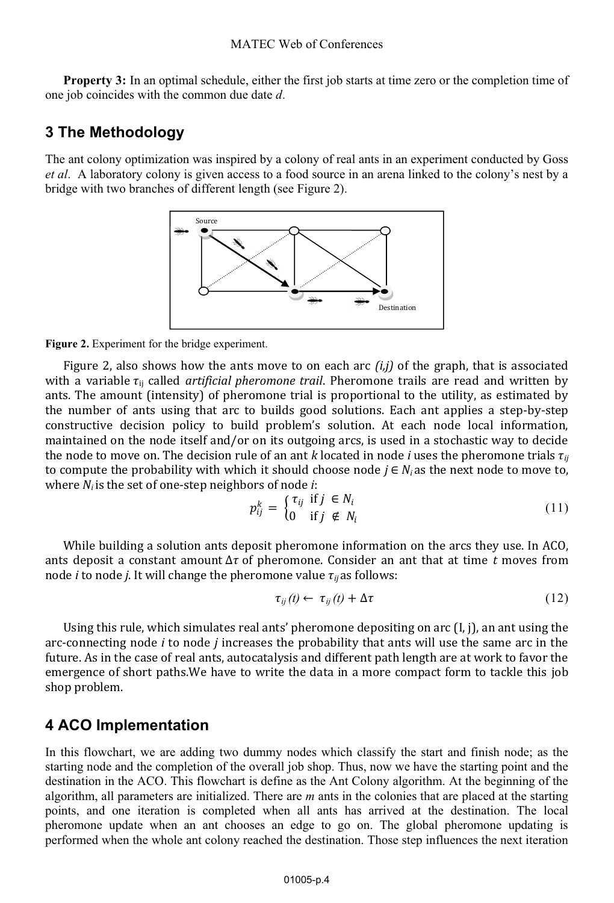**Property 3:** In an optimal schedule, either the first job starts at time zero or the completion time of one job coincides with the common due date *d*.

## 3 The Methodology

The ant colony optimization was inspired by a colony of real ants in an experiment conducted by Goss *et al*. A laboratory colony is given access to a food source in an arena linked to the colony's nest by a bridge with two branches of different length (see Figure 2).

**Figure 2.** Experiment for the bridge experiment.

Figure 2, also shows how the ants move to on each arc *(i,j)* of the graph, that is associated with a variable $\tau_{ij}$ called *artificial pheromone trail*. Pheromone trails are read and written by ants. The amount (intensity) of pheromone trial is proportional to the utility, as estimated by the number of ants using that arc to builds good solutions. Each ant applies a step-by-step constructive decision policy to build problem's solution. At each node local information, maintained on the node itself and/or on its outgoing arcs, is used in a stochastic way to decide the node to move on. The decision rule of an ant *k* located in node *i* uses the pheromone trials $\tau_{ij}$ to compute the probability with which it should choose node $j \in N_i$ as the next node to move to, where $N_i$ is the set of one-step neighbors of node *i*:

$$p_{ij}^k = \begin{cases} \tau_{ij} & \text{if } j \in N_i \\ 0 & \text{if } j \notin N_i \end{cases} \tag{11}$$

While building a solution ants deposit pheromone information on the arcs they use. In ACO, ants deposit a constant amount $\Delta\tau$ of pheromone. Consider an ant that at time *t* moves from node *i* to node *j*. It will change the pheromone value $\tau_{ij}$ as follows:

$$\tau_{ij}(t) \leftarrow \tau_{ij}(t) + \Delta\tau \tag{12}$$

Using this rule, which simulates real ants' pheromone depositing on arc (I, j), an ant using the arc-connecting node *i* to node *j* increases the probability that ants will use the same arc in the future. As in the case of real ants, autocatalysis and different path length are at work to favor the emergence of short paths.We have to write the data in a more compact form to tackle this job shop problem.

## 4 ACO Implementation

In this flowchart, we are adding two dummy nodes which classify the start and finish node; as the starting node and the completion of the overall job shop. Thus, now we have the starting point and the destination in the ACO. This flowchart is define as the Ant Colony algorithm. At the beginning of the algorithm, all parameters are initialized. There are *m* ants in the colonies that are placed at the starting points, and one iteration is completed when all ants has arrived at the destination. The local pheromone update when an ant chooses an edge to go on. The global pheromone updating is performed when the whole ant colony reached the destination. Those step influences the next iteration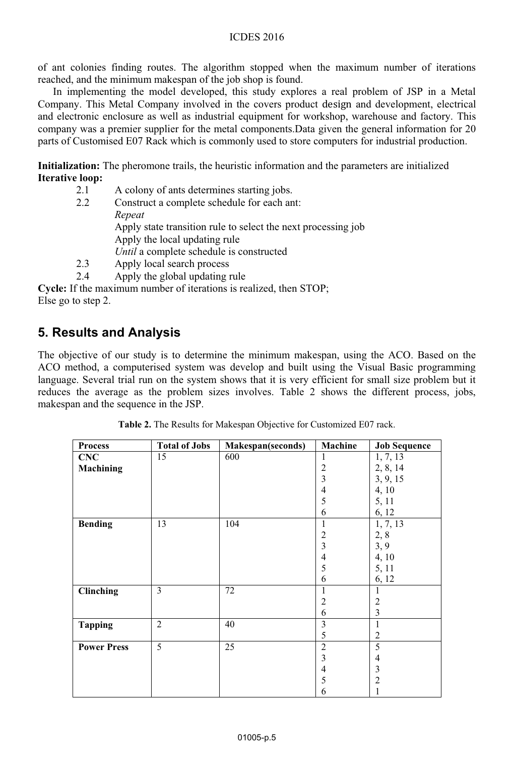of ant colonies finding routes. The algorithm stopped when the maximum number of iterations reached, and the minimum makespan of the job shop is found.

In implementing the model developed, this study explores a real problem of JSP in a Metal Company. This Metal Company involved in the covers product design and development, electrical and electronic enclosure as well as industrial equipment for workshop, warehouse and factory. This company was a premier supplier for the metal components.Data given the general information for 20 parts of Customised E07 Rack which is commonly used to store computers for industrial production.

**Initialization:** The pheromone trails, the heuristic information and the parameters are initialized
**Iterative loop:**

- 2.1 A colony of ants determines starting jobs.
- 2.2 Construct a complete schedule for each ant:
  *Repeat*
  Apply state transition rule to select the next processing job
  Apply the local updating rule
  *Until* a complete schedule is constructed
- 2.3 Apply local search process
- 2.4 Apply the global updating rule

**Cycle:** If the maximum number of iterations is realized, then STOP;
Else go to step 2.

## 5. Results and Analysis

The objective of our study is to determine the minimum makespan, using the ACO. Based on the ACO method, a computerised system was develop and built using the Visual Basic programming language. Several trial run on the system shows that it is very efficient for small size problem but it reduces the average as the problem sizes involves. Table 2 shows the different process, jobs, makespan and the sequence in the JSP.

**Table 2.** The Results for Makespan Objective for Customized E07 rack.

| Process | Total of Jobs | Makespan(seconds) | Machine | Job Sequence |
|---|---|---|---|---|
| **CNC Machining** | 15 | 600 | 1 | 1, 7, 13 |
| | | | 2 | 2, 8, 14 |
| | | | 3 | 3, 9, 15 |
| | | | 4 | 4, 10 |
| | | | 5 | 5, 11 |
| | | | 6 | 6, 12 |
| **Bending** | 13 | 104 | 1 | 1, 7, 13 |
| | | | 2 | 2, 8 |
| | | | 3 | 3, 9 |
| | | | 4 | 4, 10 |
| | | | 5 | 5, 11 |
| | | | 6 | 6, 12 |
| **Clinching** | 3 | 72 | 1 | 1 |
| | | | 2 | 2 |
| | | | 6 | 3 |
| **Tapping** | 2 | 40 | 3 | 1 |
| | | | 5 | 2 |
| **Power Press** | 5 | 25 | 2 | 5 |
| | | | 3 | 4 |
| | | | 4 | 3 |
| | | | 5 | 2 |
| | | | 6 | 1 |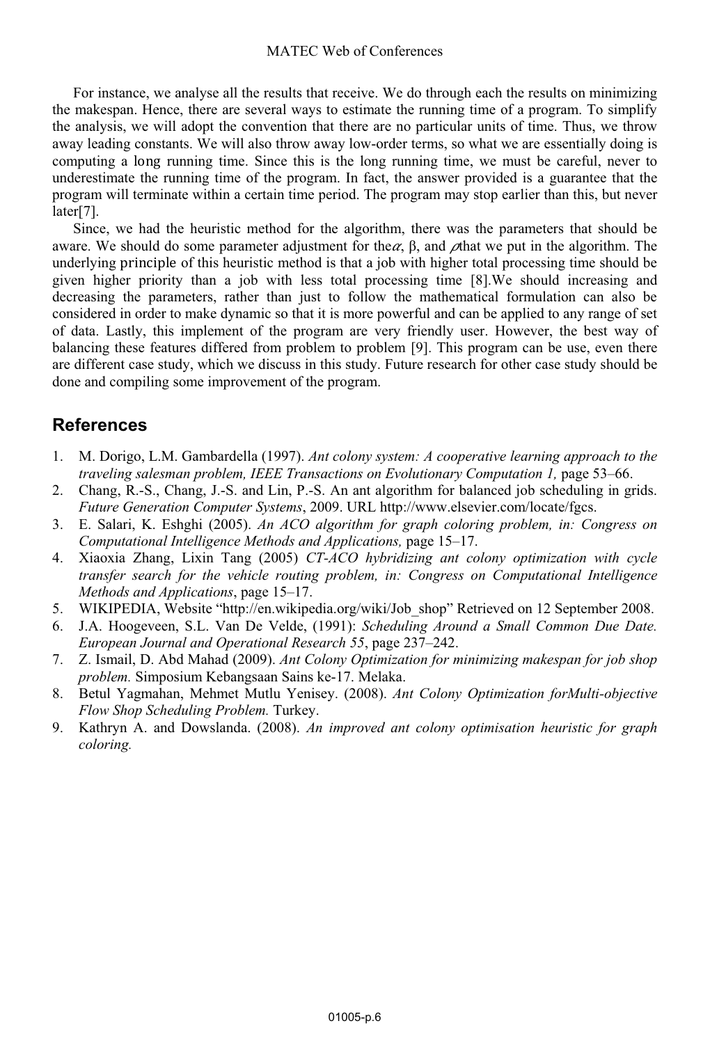For instance, we analyse all the results that receive. We do through each the results on minimizing the makespan. Hence, there are several ways to estimate the running time of a program. To simplify the analysis, we will adopt the convention that there are no particular units of time. Thus, we throw away leading constants. We will also throw away low-order terms, so what we are essentially doing is computing a long running time. Since this is the long running time, we must be careful, never to underestimate the running time of the program. In fact, the answer provided is a guarantee that the program will terminate within a certain time period. The program may stop earlier than this, but never later[7].

Since, we had the heuristic method for the algorithm, there was the parameters that should be aware. We should do some parameter adjustment for the $\alpha$, β, and $\rho$ that we put in the algorithm. The underlying principle of this heuristic method is that a job with higher total processing time should be given higher priority than a job with less total processing time [8].We should increasing and decreasing the parameters, rather than just to follow the mathematical formulation can also be considered in order to make dynamic so that it is more powerful and can be applied to any range of set of data. Lastly, this implement of the program are very friendly user. However, the best way of balancing these features differed from problem to problem [9]. This program can be use, even there are different case study, which we discuss in this study. Future research for other case study should be done and compiling some improvement of the program.

## References

1. M. Dorigo, L.M. Gambardella (1997). *Ant colony system: A cooperative learning approach to the traveling salesman problem, IEEE Transactions on Evolutionary Computation 1,* page 53–66.
2. Chang, R.-S., Chang, J.-S. and Lin, P.-S. An ant algorithm for balanced job scheduling in grids. *Future Generation Computer Systems*, 2009. URL http://www.elsevier.com/locate/fgcs.
3. E. Salari, K. Eshghi (2005). *An ACO algorithm for graph coloring problem, in: Congress on Computational Intelligence Methods and Applications,* page 15–17.
4. Xiaoxia Zhang, Lixin Tang (2005) *CT-ACO hybridizing ant colony optimization with cycle transfer search for the vehicle routing problem, in: Congress on Computational Intelligence Methods and Applications*, page 15–17.
5. WIKIPEDIA, Website "http://en.wikipedia.org/wiki/Job_shop" Retrieved on 12 September 2008.
6. J.A. Hoogeveen, S.L. Van De Velde, (1991): *Scheduling Around a Small Common Due Date. European Journal and Operational Research 55*, page 237–242.
7. Z. Ismail, D. Abd Mahad (2009). *Ant Colony Optimization for minimizing makespan for job shop problem.* Simposium Kebangsaan Sains ke-17. Melaka.
8. Betul Yagmahan, Mehmet Mutlu Yenisey. (2008). *Ant Colony Optimization forMulti-objective Flow Shop Scheduling Problem.* Turkey.
9. Kathryn A. and Dowslanda. (2008). *An improved ant colony optimisation heuristic for graph coloring.*